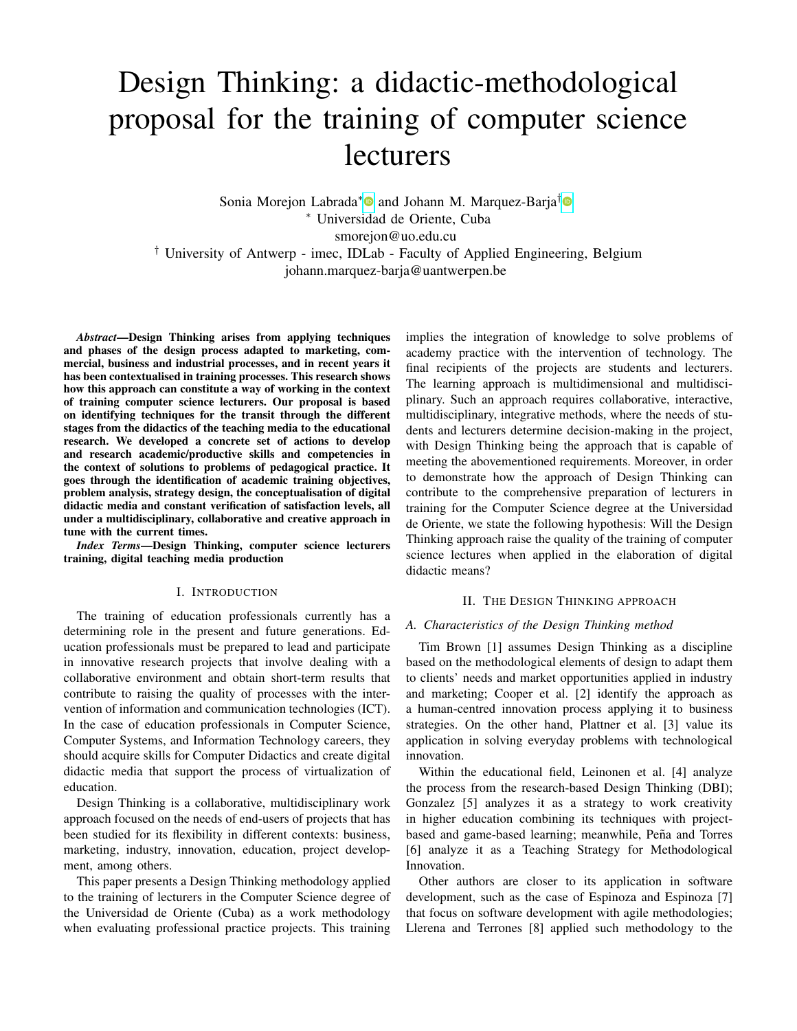# Design Thinking: a didactic-methodological proposal for the training of computer science lecturers

Sonia Morejon Labrada* and Johann M. Marquez-Barja†

* Universidad de Oriente, Cuba
smorejon@uo.edu.cu

† University of Antwerp - imec, IDLab - Faculty of Applied Engineering, Belgium
johann.marquez-barja@uantwerpen.be

***Abstract*—Design Thinking arises from applying techniques and phases of the design process adapted to marketing, commercial, business and industrial processes, and in recent years it has been contextualised in training processes. This research shows how this approach can constitute a way of working in the context of training computer science lecturers. Our proposal is based on identifying techniques for the transit through the different stages from the didactics of the teaching media to the educational research. We developed a concrete set of actions to develop and research academic/productive skills and competencies in the context of solutions to problems of pedagogical practice. It goes through the identification of academic training objectives, problem analysis, strategy design, the conceptualisation of digital didactic media and constant verification of satisfaction levels, all under a multidisciplinary, collaborative and creative approach in tune with the current times.**

***Index Terms*—Design Thinking, computer science lecturers training, digital teaching media production**

## I. Introduction

The training of education professionals currently has a determining role in the present and future generations. Education professionals must be prepared to lead and participate in innovative research projects that involve dealing with a collaborative environment and obtain short-term results that contribute to raising the quality of processes with the intervention of information and communication technologies (ICT). In the case of education professionals in Computer Science, Computer Systems, and Information Technology careers, they should acquire skills for Computer Didactics and create digital didactic media that support the process of virtualization of education.

Design Thinking is a collaborative, multidisciplinary work approach focused on the needs of end-users of projects that has been studied for its flexibility in different contexts: business, marketing, industry, innovation, education, project development, among others.

This paper presents a Design Thinking methodology applied to the training of lecturers in the Computer Science degree of the Universidad de Oriente (Cuba) as a work methodology when evaluating professional practice projects. This training implies the integration of knowledge to solve problems of academy practice with the intervention of technology. The final recipients of the projects are students and lecturers. The learning approach is multidimensional and multidisciplinary. Such an approach requires collaborative, interactive, multidisciplinary, integrative methods, where the needs of students and lecturers determine decision-making in the project, with Design Thinking being the approach that is capable of meeting the abovementioned requirements. Moreover, in order to demonstrate how the approach of Design Thinking can contribute to the comprehensive preparation of lecturers in training for the Computer Science degree at the Universidad de Oriente, we state the following hypothesis: Will the Design Thinking approach raise the quality of the training of computer science lectures when applied in the elaboration of digital didactic means?

## II. The Design Thinking approach

### A. Characteristics of the Design Thinking method

Tim Brown [1] assumes Design Thinking as a discipline based on the methodological elements of design to adapt them to clients' needs and market opportunities applied in industry and marketing; Cooper et al. [2] identify the approach as a human-centred innovation process applying it to business strategies. On the other hand, Plattner et al. [3] value its application in solving everyday problems with technological innovation.

Within the educational field, Leinonen et al. [4] analyze the process from the research-based Design Thinking (DBI); Gonzalez [5] analyzes it as a strategy to work creativity in higher education combining its techniques with project-based and game-based learning; meanwhile, Peña and Torres [6] analyze it as a Teaching Strategy for Methodological Innovation.

Other authors are closer to its application in software development, such as the case of Espinoza and Espinoza [7] that focus on software development with agile methodologies; Llerena and Terrones [8] applied such methodology to the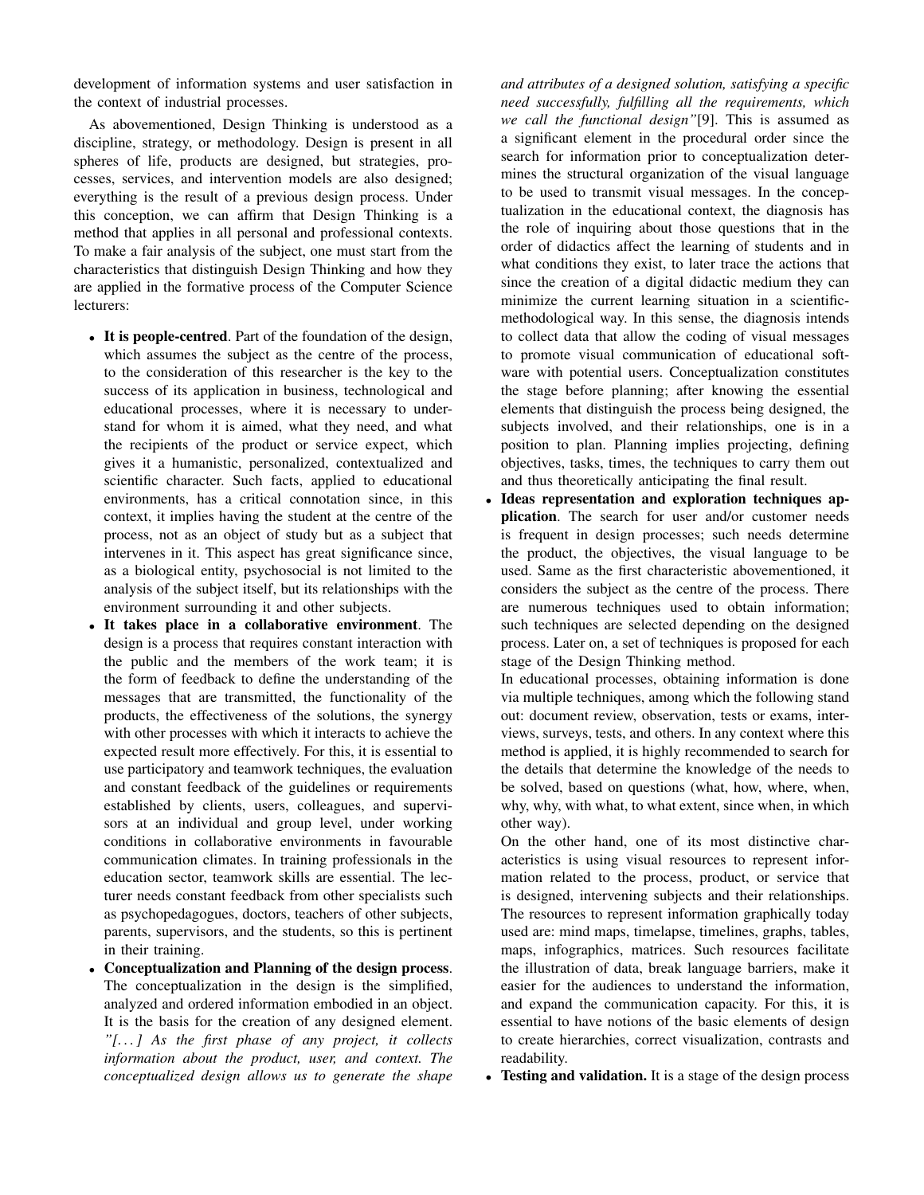development of information systems and user satisfaction in the context of industrial processes.

As abovementioned, Design Thinking is understood as a discipline, strategy, or methodology. Design is present in all spheres of life, products are designed, but strategies, processes, services, and intervention models are also designed; everything is the result of a previous design process. Under this conception, we can affirm that Design Thinking is a method that applies in all personal and professional contexts. To make a fair analysis of the subject, one must start from the characteristics that distinguish Design Thinking and how they are applied in the formative process of the Computer Science lecturers:

- **It is people-centred**. Part of the foundation of the design, which assumes the subject as the centre of the process, to the consideration of this researcher is the key to the success of its application in business, technological and educational processes, where it is necessary to understand for whom it is aimed, what they need, and what the recipients of the product or service expect, which gives it a humanistic, personalized, contextualized and scientific character. Such facts, applied to educational environments, has a critical connotation since, in this context, it implies having the student at the centre of the process, not as an object of study but as a subject that intervenes in it. This aspect has great significance since, as a biological entity, psychosocial is not limited to the analysis of the subject itself, but its relationships with the environment surrounding it and other subjects.
- **It takes place in a collaborative environment**. The design is a process that requires constant interaction with the public and the members of the work team; it is the form of feedback to define the understanding of the messages that are transmitted, the functionality of the products, the effectiveness of the solutions, the synergy with other processes with which it interacts to achieve the expected result more effectively. For this, it is essential to use participatory and teamwork techniques, the evaluation and constant feedback of the guidelines or requirements established by clients, users, colleagues, and supervisors at an individual and group level, under working conditions in collaborative environments in favourable communication climates. In training professionals in the education sector, teamwork skills are essential. The lecturer needs constant feedback from other specialists such as psychopedagogues, doctors, teachers of other subjects, parents, supervisors, and the students, so this is pertinent in their training.
- **Conceptualization and Planning of the design process**. The conceptualization in the design is the simplified, analyzed and ordered information embodied in an object. It is the basis for the creation of any designed element. *"[...] As the first phase of any project, it collects information about the product, user, and context. The conceptualized design allows us to generate the shape and attributes of a designed solution, satisfying a specific need successfully, fulfilling all the requirements, which we call the functional design"*[9]. This is assumed as a significant element in the procedural order since the search for information prior to conceptualization determines the structural organization of the visual language to be used to transmit visual messages. In the conceptualization in the educational context, the diagnosis has the role of inquiring about those questions that in the order of didactics affect the learning of students and in what conditions they exist, to later trace the actions that since the creation of a digital didactic medium they can minimize the current learning situation in a scientific-methodological way. In this sense, the diagnosis intends to collect data that allow the coding of visual messages to promote visual communication of educational software with potential users. Conceptualization constitutes the stage before planning; after knowing the essential elements that distinguish the process being designed, the subjects involved, and their relationships, one is in a position to plan. Planning implies projecting, defining objectives, tasks, times, the techniques to carry them out and thus theoretically anticipating the final result.
- **Ideas representation and exploration techniques application**. The search for user and/or customer needs is frequent in design processes; such needs determine the product, the objectives, the visual language to be used. Same as the first characteristic abovementioned, it considers the subject as the centre of the process. There are numerous techniques used to obtain information; such techniques are selected depending on the designed process. Later on, a set of techniques is proposed for each stage of the Design Thinking method.

  In educational processes, obtaining information is done via multiple techniques, among which the following stand out: document review, observation, tests or exams, interviews, surveys, tests, and others. In any context where this method is applied, it is highly recommended to search for the details that determine the knowledge of the needs to be solved, based on questions (what, how, where, when, why, why, with what, to what extent, since when, in which other way).

  On the other hand, one of its most distinctive characteristics is using visual resources to represent information related to the process, product, or service that is designed, intervening subjects and their relationships. The resources to represent information graphically today used are: mind maps, timelapse, timelines, graphs, tables, maps, infographics, matrices. Such resources facilitate the illustration of data, break language barriers, make it easier for the audiences to understand the information, and expand the communication capacity. For this, it is essential to have notions of the basic elements of design to create hierarchies, correct visualization, contrasts and readability.
- **Testing and validation.** It is a stage of the design process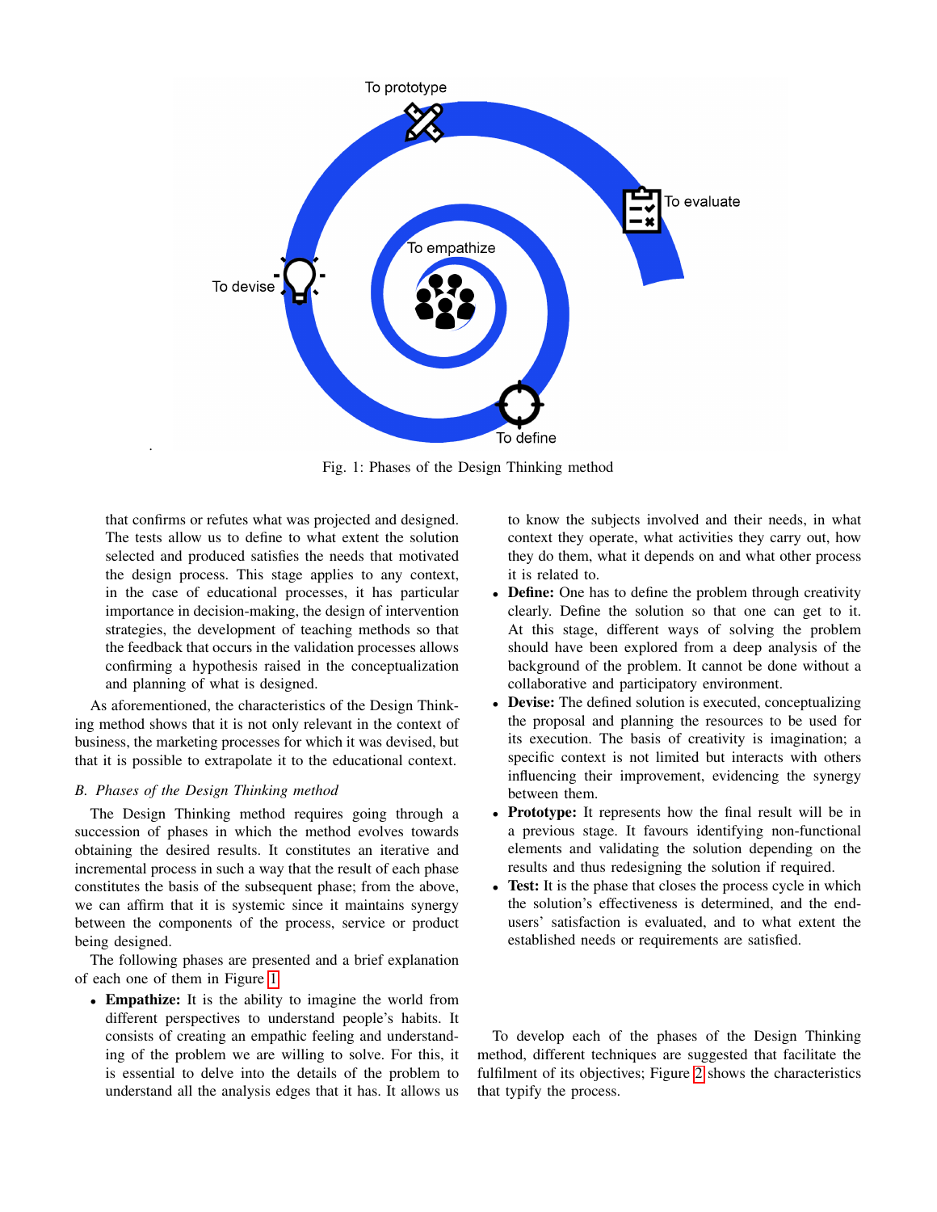Fig. 1: Phases of the Design Thinking method

that confirms or refutes what was projected and designed. The tests allow us to define to what extent the solution selected and produced satisfies the needs that motivated the design process. This stage applies to any context, in the case of educational processes, it has particular importance in decision-making, the design of intervention strategies, the development of teaching methods so that the feedback that occurs in the validation processes allows confirming a hypothesis raised in the conceptualization and planning of what is designed.

As aforementioned, the characteristics of the Design Thinking method shows that it is not only relevant in the context of business, the marketing processes for which it was devised, but that it is possible to extrapolate it to the educational context.

### B. *Phases of the Design Thinking method*

The Design Thinking method requires going through a succession of phases in which the method evolves towards obtaining the desired results. It constitutes an iterative and incremental process in such a way that the result of each phase constitutes the basis of the subsequent phase; from the above, we can affirm that it is systemic since it maintains synergy between the components of the process, service or product being designed.

The following phases are presented and a brief explanation of each one of them in Figure 1

- **Empathize:** It is the ability to imagine the world from different perspectives to understand people's habits. It consists of creating an empathic feeling and understanding of the problem we are willing to solve. For this, it is essential to delve into the details of the problem to understand all the analysis edges that it has. It allows us to know the subjects involved and their needs, in what context they operate, what activities they carry out, how they do them, what it depends on and what other process it is related to.
- **Define:** One has to define the problem through creativity clearly. Define the solution so that one can get to it. At this stage, different ways of solving the problem should have been explored from a deep analysis of the background of the problem. It cannot be done without a collaborative and participatory environment.
- **Devise:** The defined solution is executed, conceptualizing the proposal and planning the resources to be used for its execution. The basis of creativity is imagination; a specific context is not limited but interacts with others influencing their improvement, evidencing the synergy between them.
- **Prototype:** It represents how the final result will be in a previous stage. It favours identifying non-functional elements and validating the solution depending on the results and thus redesigning the solution if required.
- **Test:** It is the phase that closes the process cycle in which the solution's effectiveness is determined, and the end-users' satisfaction is evaluated, and to what extent the established needs or requirements are satisfied.

To develop each of the phases of the Design Thinking method, different techniques are suggested that facilitate the fulfilment of its objectives; Figure 2 shows the characteristics that typify the process.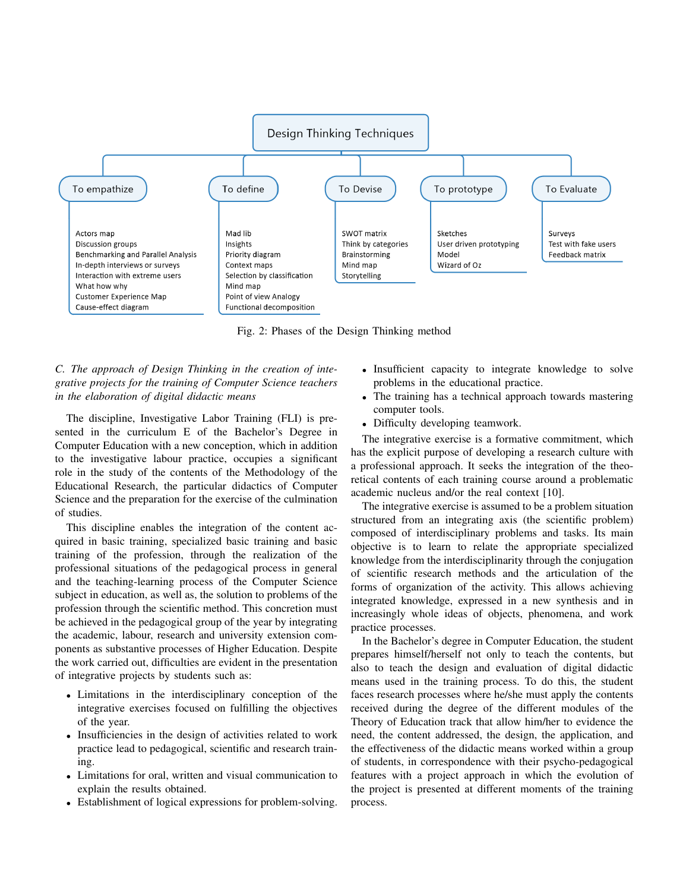Design Thinking Techniques

**To empathize**
- Actors map
- Discussion groups
- Benchmarking and Parallel Analysis
- In-depth interviews or surveys
- Interaction with extreme users
- What how why
- Customer Experience Map
- Cause-effect diagram

**To define**
- Mad lib
- Insights
- Priority diagram
- Context maps
- Selection by classification
- Mind map
- Point of view Analogy
- Functional decomposition

**To Devise**
- SWOT matrix
- Think by categories
- Brainstorming
- Mind map
- Storytelling

**To prototype**
- Sketches
- User driven prototyping
- Model
- Wizard of Oz

**To Evaluate**
- Surveys
- Test with fake users
- Feedback matrix

Fig. 2: Phases of the Design Thinking method

### *C. The approach of Design Thinking in the creation of integrative projects for the training of Computer Science teachers in the elaboration of digital didactic means*

The discipline, Investigative Labor Training (FLI) is presented in the curriculum E of the Bachelor's Degree in Computer Education with a new conception, which in addition to the investigative labour practice, occupies a significant role in the study of the contents of the Methodology of the Educational Research, the particular didactics of Computer Science and the preparation for the exercise of the culmination of studies.

This discipline enables the integration of the content acquired in basic training, specialized basic training and basic training of the profession, through the realization of the professional situations of the pedagogical process in general and the teaching-learning process of the Computer Science subject in education, as well as, the solution to problems of the profession through the scientific method. This concretion must be achieved in the pedagogical group of the year by integrating the academic, labour, research and university extension components as substantive processes of Higher Education. Despite the work carried out, difficulties are evident in the presentation of integrative projects by students such as:

- Limitations in the interdisciplinary conception of the integrative exercises focused on fulfilling the objectives of the year.
- Insufficiencies in the design of activities related to work practice lead to pedagogical, scientific and research training.
- Limitations for oral, written and visual communication to explain the results obtained.
- Establishment of logical expressions for problem-solving.
- Insufficient capacity to integrate knowledge to solve problems in the educational practice.
- The training has a technical approach towards mastering computer tools.
- Difficulty developing teamwork.

The integrative exercise is a formative commitment, which has the explicit purpose of developing a research culture with a professional approach. It seeks the integration of the theoretical contents of each training course around a problematic academic nucleus and/or the real context [10].

The integrative exercise is assumed to be a problem situation structured from an integrating axis (the scientific problem) composed of interdisciplinary problems and tasks. Its main objective is to learn to relate the appropriate specialized knowledge from the interdisciplinarity through the conjugation of scientific research methods and the articulation of the forms of organization of the activity. This allows achieving integrated knowledge, expressed in a new synthesis and in increasingly whole ideas of objects, phenomena, and work practice processes.

In the Bachelor's degree in Computer Education, the student prepares himself/herself not only to teach the contents, but also to teach the design and evaluation of digital didactic means used in the training process. To do this, the student faces research processes where he/she must apply the contents received during the degree of the different modules of the Theory of Education track that allow him/her to evidence the need, the content addressed, the design, the application, and the effectiveness of the didactic means worked within a group of students, in correspondence with their psycho-pedagogical features with a project approach in which the evolution of the project is presented at different moments of the training process.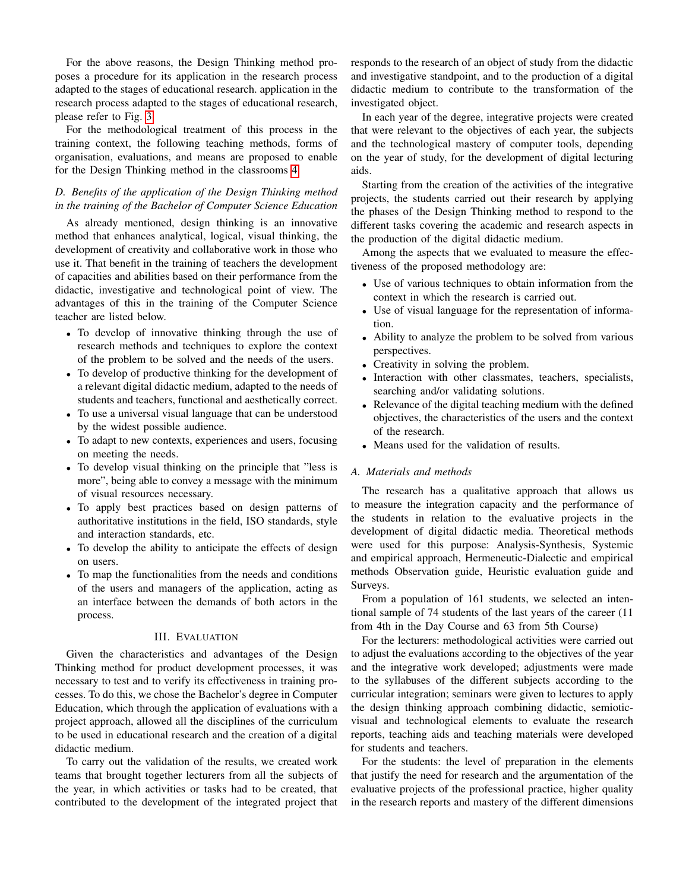For the above reasons, the Design Thinking method proposes a procedure for its application in the research process adapted to the stages of educational research. application in the research process adapted to the stages of educational research, please refer to Fig. 3.

For the methodological treatment of this process in the training context, the following teaching methods, forms of organisation, evaluations, and means are proposed to enable for the Design Thinking method in the classrooms 4.

### D. Benefits of the application of the Design Thinking method in the training of the Bachelor of Computer Science Education

As already mentioned, design thinking is an innovative method that enhances analytical, logical, visual thinking, the development of creativity and collaborative work in those who use it. That benefit in the training of teachers the development of capacities and abilities based on their performance from the didactic, investigative and technological point of view. The advantages of this in the training of the Computer Science teacher are listed below.

- To develop of innovative thinking through the use of research methods and techniques to explore the context of the problem to be solved and the needs of the users.
- To develop of productive thinking for the development of a relevant digital didactic medium, adapted to the needs of students and teachers, functional and aesthetically correct.
- To use a universal visual language that can be understood by the widest possible audience.
- To adapt to new contexts, experiences and users, focusing on meeting the needs.
- To develop visual thinking on the principle that "less is more", being able to convey a message with the minimum of visual resources necessary.
- To apply best practices based on design patterns of authoritative institutions in the field, ISO standards, style and interaction standards, etc.
- To develop the ability to anticipate the effects of design on users.
- To map the functionalities from the needs and conditions of the users and managers of the application, acting as an interface between the demands of both actors in the process.

## III. Evaluation

Given the characteristics and advantages of the Design Thinking method for product development processes, it was necessary to test and to verify its effectiveness in training processes. To do this, we chose the Bachelor's degree in Computer Education, which through the application of evaluations with a project approach, allowed all the disciplines of the curriculum to be used in educational research and the creation of a digital didactic medium.

To carry out the validation of the results, we created work teams that brought together lecturers from all the subjects of the year, in which activities or tasks had to be created, that contributed to the development of the integrated project that responds to the research of an object of study from the didactic and investigative standpoint, and to the production of a digital didactic medium to contribute to the transformation of the investigated object.

In each year of the degree, integrative projects were created that were relevant to the objectives of each year, the subjects and the technological mastery of computer tools, depending on the year of study, for the development of digital lecturing aids.

Starting from the creation of the activities of the integrative projects, the students carried out their research by applying the phases of the Design Thinking method to respond to the different tasks covering the academic and research aspects in the production of the digital didactic medium.

Among the aspects that we evaluated to measure the effectiveness of the proposed methodology are:

- Use of various techniques to obtain information from the context in which the research is carried out.
- Use of visual language for the representation of information.
- Ability to analyze the problem to be solved from various perspectives.
- Creativity in solving the problem.
- Interaction with other classmates, teachers, specialists, searching and/or validating solutions.
- Relevance of the digital teaching medium with the defined objectives, the characteristics of the users and the context of the research.
- Means used for the validation of results.

### A. Materials and methods

The research has a qualitative approach that allows us to measure the integration capacity and the performance of the students in relation to the evaluative projects in the development of digital didactic media. Theoretical methods were used for this purpose: Analysis-Synthesis, Systemic and empirical approach, Hermeneutic-Dialectic and empirical methods Observation guide, Heuristic evaluation guide and Surveys.

From a population of 161 students, we selected an intentional sample of 74 students of the last years of the career (11 from 4th in the Day Course and 63 from 5th Course)

For the lecturers: methodological activities were carried out to adjust the evaluations according to the objectives of the year and the integrative work developed; adjustments were made to the syllabuses of the different subjects according to the curricular integration; seminars were given to lectures to apply the design thinking approach combining didactic, semiotic-visual and technological elements to evaluate the research reports, teaching aids and teaching materials were developed for students and teachers.

For the students: the level of preparation in the elements that justify the need for research and the argumentation of the evaluative projects of the professional practice, higher quality in the research reports and mastery of the different dimensions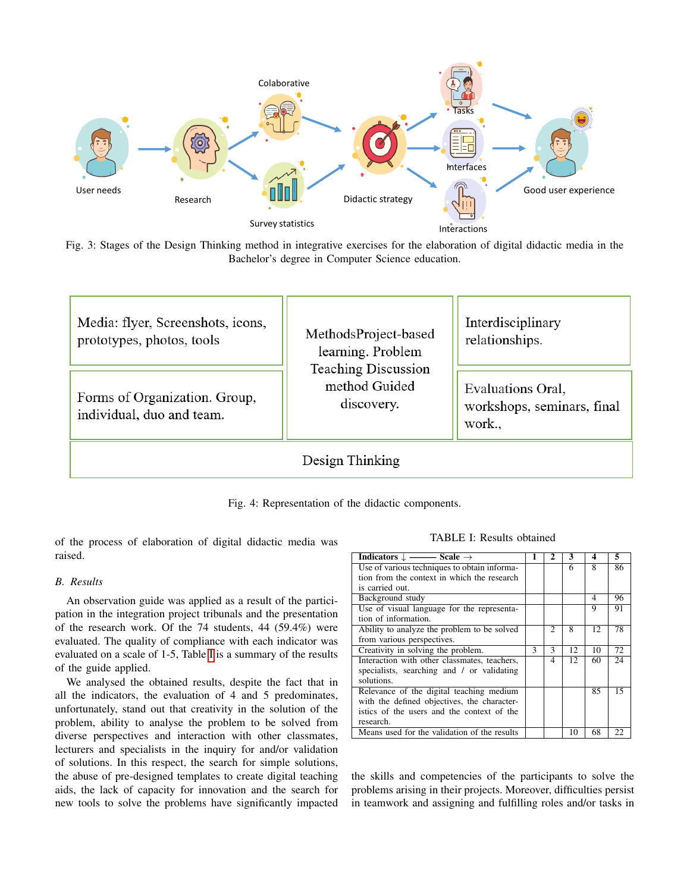Fig. 3: Stages of the Design Thinking method in integrative exercises for the elaboration of digital didactic media in the Bachelor's degree in Computer Science education.

Media: flyer, Screenshots, icons, prototypes, photos, tools

MethodsProject-based learning. Problem Teaching Discussion method Guided discovery.

Interdisciplinary relationships.

Forms of Organization. Group, individual, duo and team.

Evaluations Oral, workshops, seminars, final work.,

Design Thinking

Fig. 4: Representation of the didactic components.

of the process of elaboration of digital didactic media was raised.

## B. Results

An observation guide was applied as a result of the participation in the integration project tribunals and the presentation of the research work. Of the 74 students, 44 (59.4%) were evaluated. The quality of compliance with each indicator was evaluated on a scale of 1-5, Table I is a summary of the results of the guide applied.

We analysed the obtained results, despite the fact that in all the indicators, the evaluation of 4 and 5 predominates, unfortunately, stand out that creativity in the solution of the problem, ability to analyse the problem to be solved from diverse perspectives and interaction with other classmates, lecturers and specialists in the inquiry for and/or validation of solutions. In this respect, the search for simple solutions, the abuse of pre-designed templates to create digital teaching aids, the lack of capacity for innovation and the search for new tools to solve the problems have significantly impacted the skills and competencies of the participants to solve the problems arising in their projects. Moreover, difficulties persist in teamwork and assigning and fulfilling roles and/or tasks in

TABLE I: Results obtained

| **Indicators** ↓ ——— **Scale** → | **1** | **2** | **3** | **4** | **5** |
|---|---|---|---|---|---|
| Use of various techniques to obtain information from the context in which the research is carried out. | | | 6 | 8 | 86 |
| Background study | | | | 4 | 96 |
| Use of visual language for the representation of information. | | | | 9 | 91 |
| Ability to analyze the problem to be solved from various perspectives. | | 2 | 8 | 12 | 78 |
| Creativity in solving the problem. | 3 | 3 | 12 | 10 | 72 |
| Interaction with other classmates, teachers, specialists, searching and / or validating solutions. | | 4 | 12 | 60 | 24 |
| Relevance of the digital teaching medium with the defined objectives, the characteristics of the users and the context of the research. | | | | 85 | 15 |
| Means used for the validation of the results | | | 10 | 68 | 22 |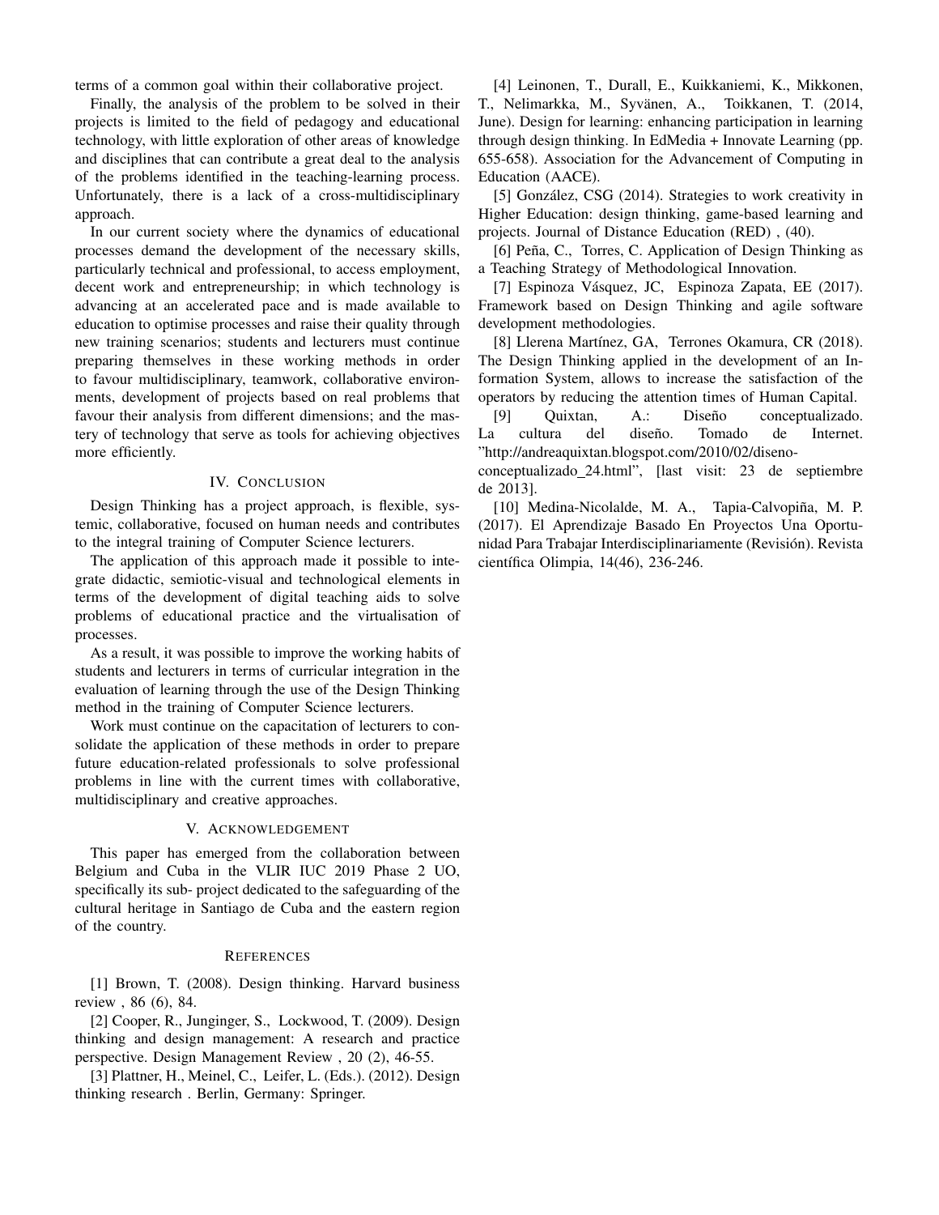terms of a common goal within their collaborative project.

Finally, the analysis of the problem to be solved in their projects is limited to the field of pedagogy and educational technology, with little exploration of other areas of knowledge and disciplines that can contribute a great deal to the analysis of the problems identified in the teaching-learning process. Unfortunately, there is a lack of a cross-multidisciplinary approach.

In our current society where the dynamics of educational processes demand the development of the necessary skills, particularly technical and professional, to access employment, decent work and entrepreneurship; in which technology is advancing at an accelerated pace and is made available to education to optimise processes and raise their quality through new training scenarios; students and lecturers must continue preparing themselves in these working methods in order to favour multidisciplinary, teamwork, collaborative environments, development of projects based on real problems that favour their analysis from different dimensions; and the mastery of technology that serve as tools for achieving objectives more efficiently.

## IV. Conclusion

Design Thinking has a project approach, is flexible, systemic, collaborative, focused on human needs and contributes to the integral training of Computer Science lecturers.

The application of this approach made it possible to integrate didactic, semiotic-visual and technological elements in terms of the development of digital teaching aids to solve problems of educational practice and the virtualisation of processes.

As a result, it was possible to improve the working habits of students and lecturers in terms of curricular integration in the evaluation of learning through the use of the Design Thinking method in the training of Computer Science lecturers.

Work must continue on the capacitation of lecturers to consolidate the application of these methods in order to prepare future education-related professionals to solve professional problems in line with the current times with collaborative, multidisciplinary and creative approaches.

## V. Acknowledgement

This paper has emerged from the collaboration between Belgium and Cuba in the VLIR IUC 2019 Phase 2 UO, specifically its sub- project dedicated to the safeguarding of the cultural heritage in Santiago de Cuba and the eastern region of the country.

## References

[1] Brown, T. (2008). Design thinking. Harvard business review , 86 (6), 84.

[2] Cooper, R., Junginger, S., Lockwood, T. (2009). Design thinking and design management: A research and practice perspective. Design Management Review , 20 (2), 46-55.

[3] Plattner, H., Meinel, C., Leifer, L. (Eds.). (2012). Design thinking research . Berlin, Germany: Springer.

[4] Leinonen, T., Durall, E., Kuikkaniemi, K., Mikkonen, T., Nelimarkka, M., Syvänen, A., Toikkanen, T. (2014, June). Design for learning: enhancing participation in learning through design thinking. In EdMedia + Innovate Learning (pp. 655-658). Association for the Advancement of Computing in Education (AACE).

[5] González, CSG (2014). Strategies to work creativity in Higher Education: design thinking, game-based learning and projects. Journal of Distance Education (RED) , (40).

[6] Peña, C., Torres, C. Application of Design Thinking as a Teaching Strategy of Methodological Innovation.

[7] Espinoza Vásquez, JC, Espinoza Zapata, EE (2017). Framework based on Design Thinking and agile software development methodologies.

[8] Llerena Martínez, GA, Terrones Okamura, CR (2018). The Design Thinking applied in the development of an Information System, allows to increase the satisfaction of the operators by reducing the attention times of Human Capital.

[9] Quixtan, A.: Diseño conceptualizado. La cultura del diseño. Tomado de Internet. "http://andreaquixtan.blogspot.com/2010/02/diseno-conceptualizado_24.html", [last visit: 23 de septiembre de 2013].

[10] Medina-Nicolalde, M. A., Tapia-Calvopiña, M. P. (2017). El Aprendizaje Basado En Proyectos Una Oportunidad Para Trabajar Interdisciplinariamente (Revisión). Revista científica Olimpia, 14(46), 236-246.